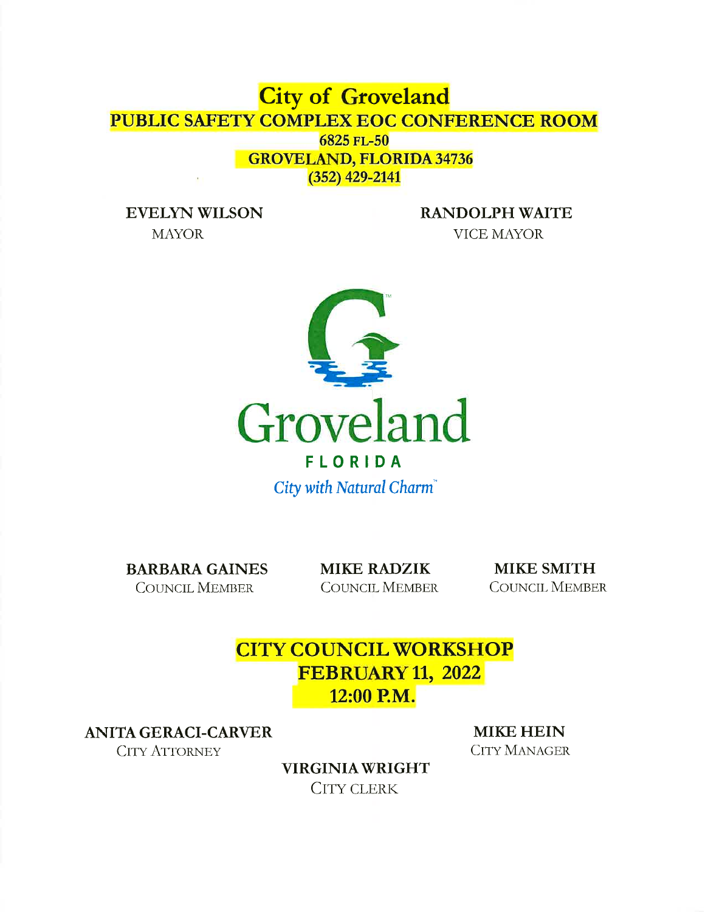# City of Groveland

## PUBLIC SAFETY COMPLEX EOC CONFERENCE ROOM

**6825 FL-50**
**GROVELAND, FLORIDA 34736**
**(352) 429-2141**

**EVELYN WILSON**
MAYOR

**RANDOLPH WAITE**
VICE MAYOR

Groveland
FLORIDA
*City with Natural Charm*™

**BARBARA GAINES**
COUNCIL MEMBER

**MIKE RADZIK**
COUNCIL MEMBER

**MIKE SMITH**
COUNCIL MEMBER

## CITY COUNCIL WORKSHOP
## FEBRUARY 11, 2022
## 12:00 P.M.

**ANITA GERACI-CARVER**
CITY ATTORNEY

**MIKE HEIN**
CITY MANAGER

**VIRGINIA WRIGHT**
CITY CLERK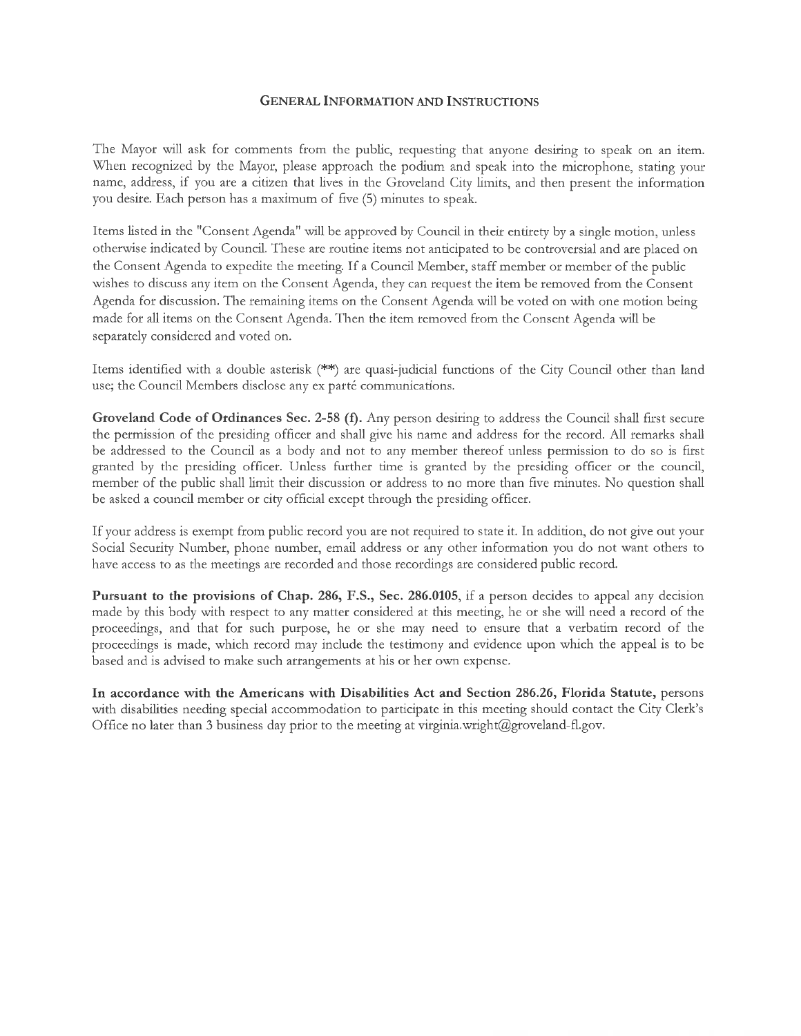## General Information and Instructions

The Mayor will ask for comments from the public, requesting that anyone desiring to speak on an item. When recognized by the Mayor, please approach the podium and speak into the microphone, stating your name, address, if you are a citizen that lives in the Groveland City limits, and then present the information you desire. Each person has a maximum of five (5) minutes to speak.

Items listed in the "Consent Agenda" will be approved by Council in their entirety by a single motion, unless otherwise indicated by Council. These are routine items not anticipated to be controversial and are placed on the Consent Agenda to expedite the meeting. If a Council Member, staff member or member of the public wishes to discuss any item on the Consent Agenda, they can request the item be removed from the Consent Agenda for discussion. The remaining items on the Consent Agenda will be voted on with one motion being made for all items on the Consent Agenda. Then the item removed from the Consent Agenda will be separately considered and voted on.

Items identified with a double asterisk (**) are quasi-judicial functions of the City Council other than land use; the Council Members disclose any ex parté communications.

**Groveland Code of Ordinances Sec. 2-58 (f).** Any person desiring to address the Council shall first secure the permission of the presiding officer and shall give his name and address for the record. All remarks shall be addressed to the Council as a body and not to any member thereof unless permission to do so is first granted by the presiding officer. Unless further time is granted by the presiding officer or the council, member of the public shall limit their discussion or address to no more than five minutes. No question shall be asked a council member or city official except through the presiding officer.

If your address is exempt from public record you are not required to state it. In addition, do not give out your Social Security Number, phone number, email address or any other information you do not want others to have access to as the meetings are recorded and those recordings are considered public record.

**Pursuant to the provisions of Chap. 286, F.S., Sec. 286.0105**, if a person decides to appeal any decision made by this body with respect to any matter considered at this meeting, he or she will need a record of the proceedings, and that for such purpose, he or she may need to ensure that a verbatim record of the proceedings is made, which record may include the testimony and evidence upon which the appeal is to be based and is advised to make such arrangements at his or her own expense.

**In accordance with the Americans with Disabilities Act and Section 286.26, Florida Statute,** persons with disabilities needing special accommodation to participate in this meeting should contact the City Clerk's Office no later than 3 business day prior to the meeting at virginia.wright@groveland-fl.gov.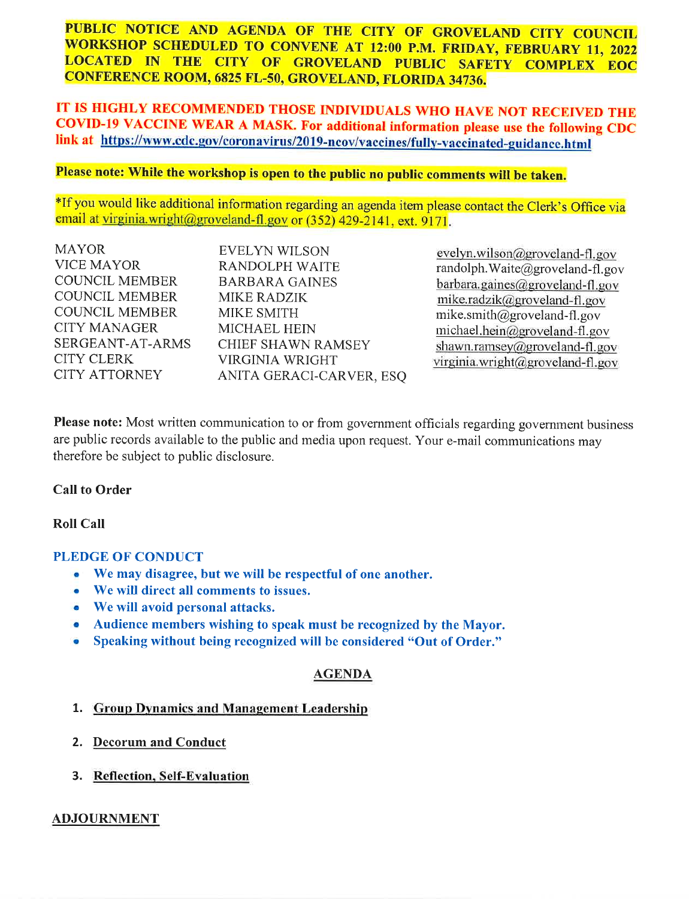**PUBLIC NOTICE AND AGENDA OF THE CITY OF GROVELAND CITY COUNCIL WORKSHOP SCHEDULED TO CONVENE AT 12:00 P.M. FRIDAY, FEBRUARY 11, 2022 LOCATED IN THE CITY OF GROVELAND PUBLIC SAFETY COMPLEX EOC CONFERENCE ROOM, 6825 FL-50, GROVELAND, FLORIDA 34736.**

**IT IS HIGHLY RECOMMENDED THOSE INDIVIDUALS WHO HAVE NOT RECEIVED THE COVID-19 VACCINE WEAR A MASK. For additional information please use the following CDC link at https://www.cdc.gov/coronavirus/2019-ncov/vaccines/fully-vaccinated-guidance.html**

**Please note: While the workshop is open to the public no public comments will be taken.**

*If you would like additional information regarding an agenda item please contact the Clerk's Office via email at virginia.wright@groveland-fl.gov or (352) 429-2141, ext. 9171.

| | | |
|---|---|---|
| MAYOR | EVELYN WILSON | evelyn.wilson@groveland-fl.gov |
| VICE MAYOR | RANDOLPH WAITE | randolph.Waite@groveland-fl.gov |
| COUNCIL MEMBER | BARBARA GAINES | barbara.gaines@groveland-fl.gov |
| COUNCIL MEMBER | MIKE RADZIK | mike.radzik@groveland-fl.gov |
| COUNCIL MEMBER | MIKE SMITH | mike.smith@groveland-fl.gov |
| CITY MANAGER | MICHAEL HEIN | michael.hein@groveland-fl.gov |
| SERGEANT-AT-ARMS | CHIEF SHAWN RAMSEY | shawn.ramsey@groveland-fl.gov |
| CITY CLERK | VIRGINIA WRIGHT | virginia.wright@groveland-fl.gov |
| CITY ATTORNEY | ANITA GERACI-CARVER, ESQ | |

**Please note:** Most written communication to or from government officials regarding government business are public records available to the public and media upon request. Your e-mail communications may therefore be subject to public disclosure.

**Call to Order**

**Roll Call**

**PLEDGE OF CONDUCT**

- **We may disagree, but we will be respectful of one another.**
- **We will direct all comments to issues.**
- **We will avoid personal attacks.**
- **Audience members wishing to speak must be recognized by the Mayor.**
- **Speaking without being recognized will be considered "Out of Order."**

## AGENDA

1. **Group Dynamics and Management Leadership**
2. **Decorum and Conduct**
3. **Reflection, Self-Evaluation**

**ADJOURNMENT**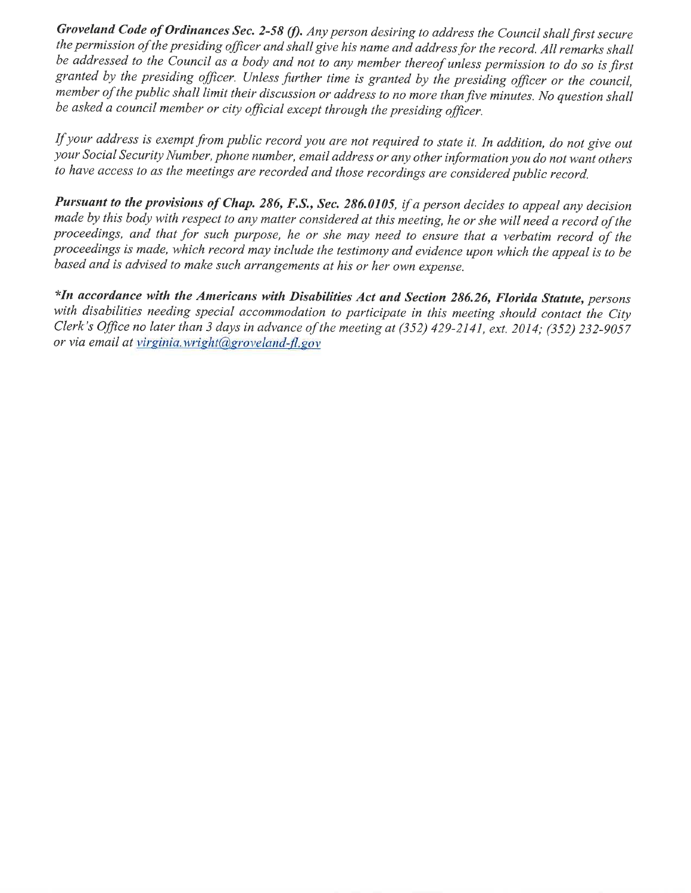***Groveland Code of Ordinances Sec. 2-58 (f).*** *Any person desiring to address the Council shall first secure the permission of the presiding officer and shall give his name and address for the record. All remarks shall be addressed to the Council as a body and not to any member thereof unless permission to do so is first granted by the presiding officer. Unless further time is granted by the presiding officer or the council, member of the public shall limit their discussion or address to no more than five minutes. No question shall be asked a council member or city official except through the presiding officer.*

*If your address is exempt from public record you are not required to state it. In addition, do not give out your Social Security Number, phone number, email address or any other information you do not want others to have access to as the meetings are recorded and those recordings are considered public record.*

***Pursuant to the provisions of Chap. 286, F.S., Sec. 286.0105,*** *if a person decides to appeal any decision made by this body with respect to any matter considered at this meeting, he or she will need a record of the proceedings, and that for such purpose, he or she may need to ensure that a verbatim record of the proceedings is made, which record may include the testimony and evidence upon which the appeal is to be based and is advised to make such arrangements at his or her own expense.*

****In accordance with the Americans with Disabilities Act and Section 286.26, Florida Statute,*** *persons with disabilities needing special accommodation to participate in this meeting should contact the City Clerk's Office no later than 3 days in advance of the meeting at (352) 429-2141, ext. 2014; (352) 232-9057 or via email at [virginia.wright@groveland-fl.gov](mailto:virginia.wright@groveland-fl.gov)*